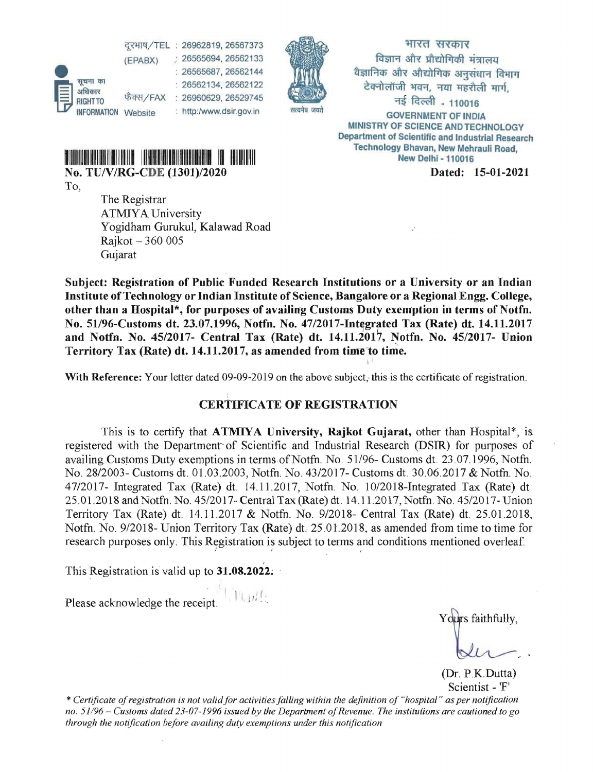दूरभाष/TEL : 26962819, 26567373
(EPABX) : 26565694, 26562133
: 26565687, 26562144
: 26562134, 26562122
फैक्स/FAX : 26960629, 26529745
Website : http:/www.dsir.gov.in

सूचना का अधिकार
RIGHT TO INFORMATION

सत्यमेव जयते

भारत सरकार
विज्ञान और प्रौद्योगिकी मंत्रालय
वैज्ञानिक और औद्योगिक अनुसंधान विभाग
टेक्नोलॉजी भवन, नया महरौली मार्ग,
नई दिल्ली - 110016

GOVERNMENT OF INDIA
MINISTRY OF SCIENCE AND TECHNOLOGY
Department of Scientific and Industrial Research
Technology Bhavan, New Mehrauli Road,
New Delhi - 110016

**No. TU/V/RG-CDE (1301)/2020** **Dated: 15-01-2021**

To,

The Registrar
ATMIYA University
Yogidham Gurukul, Kalawad Road
Rajkot – 360 005
Gujarat

**Subject: Registration of Public Funded Research Institutions or a University or an Indian Institute of Technology or Indian Institute of Science, Bangalore or a Regional Engg. College, other than a Hospital*, for purposes of availing Customs Duty exemption in terms of Notfn. No. 51/96-Customs dt. 23.07.1996, Notfn. No. 47/2017-Integrated Tax (Rate) dt. 14.11.2017 and Notfn. No. 45/2017- Central Tax (Rate) dt. 14.11.2017, Notfn. No. 45/2017- Union Territory Tax (Rate) dt. 14.11.2017, as amended from time to time.**

**With Reference:** Your letter dated 09-09-2019 on the above subject, this is the certificate of registration.

## CERTIFICATE OF REGISTRATION

This is to certify that **ATMIYA University, Rajkot Gujarat,** other than Hospital*, is registered with the Department of Scientific and Industrial Research (DSIR) for purposes of availing Customs Duty exemptions in terms of Notfn. No. 51/96- Customs dt. 23.07.1996, Notfn. No. 28/2003- Customs dt. 01.03.2003, Notfn. No. 43/2017- Customs dt. 30.06.2017 & Notfn. No. 47/2017- Integrated Tax (Rate) dt. 14.11.2017, Notfn. No. 10/2018-Integrated Tax (Rate) dt. 25.01.2018 and Notfn. No. 45/2017- Central Tax (Rate) dt. 14.11.2017, Notfn. No. 45/2017- Union Territory Tax (Rate) dt. 14.11.2017 & Notfn. No. 9/2018- Central Tax (Rate) dt. 25.01.2018, Notfn. No. 9/2018- Union Territory Tax (Rate) dt. 25.01.2018, as amended from time to time for research purposes only. This Registration is subject to terms and conditions mentioned overleaf.

This Registration is valid up to **31.08.2022.**

Please acknowledge the receipt.

Yours faithfully,

(Dr. P.K.Dutta)
Scientist - 'F'

*\* Certificate of registration is not valid for activities falling within the definition of "hospital" as per notification no. 51/96 – Customs dated 23-07-1996 issued by the Department of Revenue. The institutions are cautioned to go through the notification before availing duty exemptions under this notification*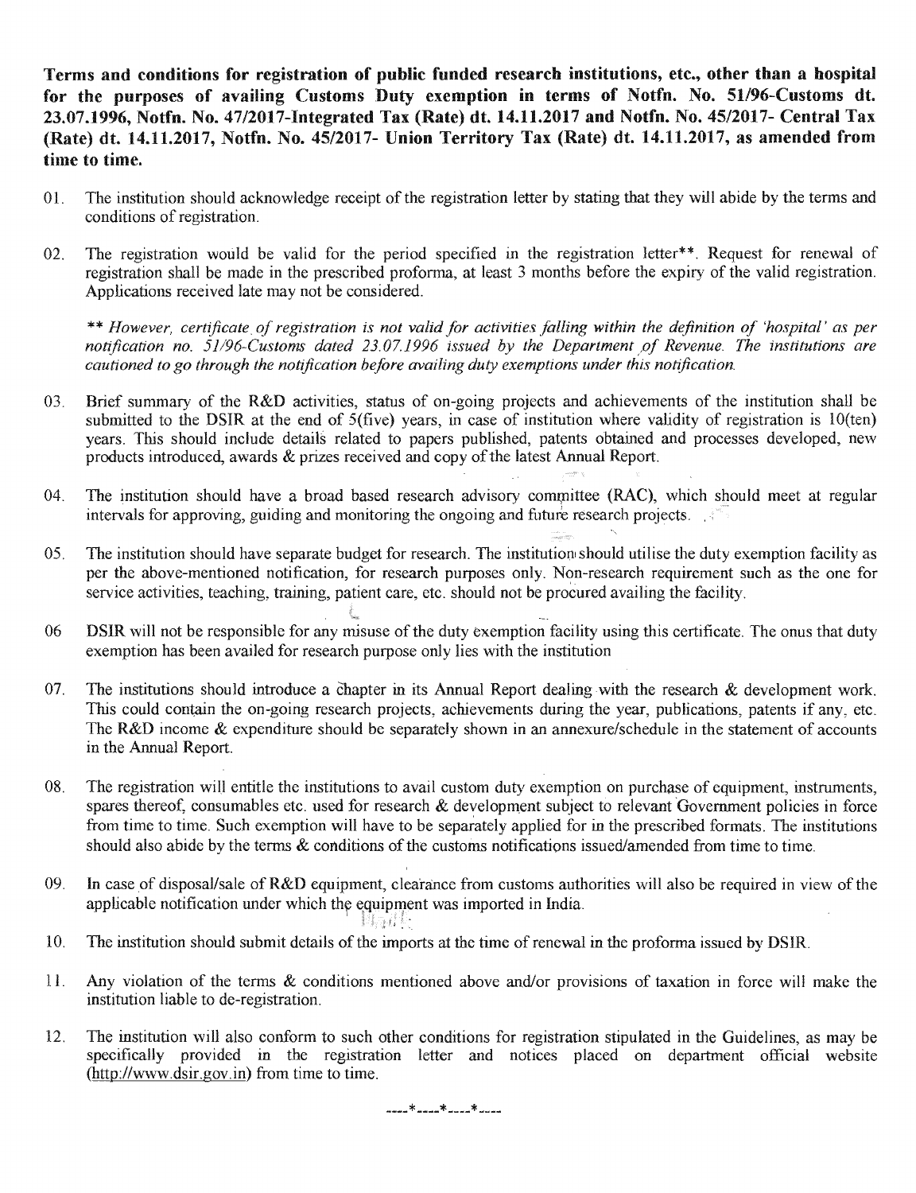**Terms and conditions for registration of public funded research institutions, etc., other than a hospital for the purposes of availing Customs Duty exemption in terms of Notfn. No. 51/96-Customs dt. 23.07.1996, Notfn. No. 47/2017-Integrated Tax (Rate) dt. 14.11.2017 and Notfn. No. 45/2017- Central Tax (Rate) dt. 14.11.2017, Notfn. No. 45/2017- Union Territory Tax (Rate) dt. 14.11.2017, as amended from time to time.**

01. The institution should acknowledge receipt of the registration letter by stating that they will abide by the terms and conditions of registration.

02. The registration would be valid for the period specified in the registration letter**. Request for renewal of registration shall be made in the prescribed proforma, at least 3 months before the expiry of the valid registration. Applications received late may not be considered.

    *** However, certificate of registration is not valid for activities falling within the definition of 'hospital' as per notification no. 51/96-Customs dated 23.07.1996 issued by the Department of Revenue. The institutions are cautioned to go through the notification before availing duty exemptions under this notification.*

03. Brief summary of the R&D activities, status of on-going projects and achievements of the institution shall be submitted to the DSIR at the end of 5(five) years, in case of institution where validity of registration is 10(ten) years. This should include details related to papers published, patents obtained and processes developed, new products introduced, awards & prizes received and copy of the latest Annual Report.

04. The institution should have a broad based research advisory committee (RAC), which should meet at regular intervals for approving, guiding and monitoring the ongoing and future research projects.

05. The institution should have separate budget for research. The institution should utilise the duty exemption facility as per the above-mentioned notification, for research purposes only. Non-research requirement such as the one for service activities, teaching, training, patient care, etc. should not be procured availing the facility.

06 DSIR will not be responsible for any misuse of the duty exemption facility using this certificate. The onus that duty exemption has been availed for research purpose only lies with the institution

07. The institutions should introduce a chapter in its Annual Report dealing with the research & development work. This could contain the on-going research projects, achievements during the year, publications, patents if any, etc. The R&D income & expenditure should be separately shown in an annexure/schedule in the statement of accounts in the Annual Report.

08. The registration will entitle the institutions to avail custom duty exemption on purchase of equipment, instruments, spares thereof, consumables etc. used for research & development subject to relevant Government policies in force from time to time. Such exemption will have to be separately applied for in the prescribed formats. The institutions should also abide by the terms & conditions of the customs notifications issued/amended from time to time.

09. In case of disposal/sale of R&D equipment, clearance from customs authorities will also be required in view of the applicable notification under which the equipment was imported in India.

10. The institution should submit details of the imports at the time of renewal in the proforma issued by DSIR.

11. Any violation of the terms & conditions mentioned above and/or provisions of taxation in force will make the institution liable to de-registration.

12. The institution will also conform to such other conditions for registration stipulated in the Guidelines, as may be specifically provided in the registration letter and notices placed on department official website (http://www.dsir.gov.in) from time to time.

----*----*----*----